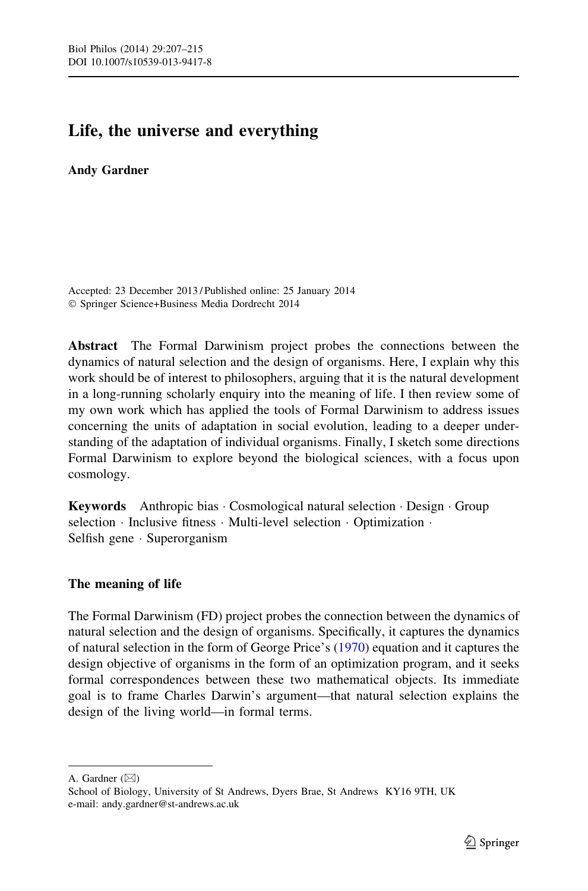# Life, the universe and everything

**Andy Gardner**

Accepted: 23 December 2013 / Published online: 25 January 2014
© Springer Science+Business Media Dordrecht 2014

**Abstract** The Formal Darwinism project probes the connections between the dynamics of natural selection and the design of organisms. Here, I explain why this work should be of interest to philosophers, arguing that it is the natural development in a long-running scholarly enquiry into the meaning of life. I then review some of my own work which has applied the tools of Formal Darwinism to address issues concerning the units of adaptation in social evolution, leading to a deeper understanding of the adaptation of individual organisms. Finally, I sketch some directions Formal Darwinism to explore beyond the biological sciences, with a focus upon cosmology.

**Keywords** Anthropic bias · Cosmological natural selection · Design · Group selection · Inclusive fitness · Multi-level selection · Optimization · Selfish gene · Superorganism

## The meaning of life

The Formal Darwinism (FD) project probes the connection between the dynamics of natural selection and the design of organisms. Specifically, it captures the dynamics of natural selection in the form of George Price's (1970) equation and it captures the design objective of organisms in the form of an optimization program, and it seeks formal correspondences between these two mathematical objects. Its immediate goal is to frame Charles Darwin's argument—that natural selection explains the design of the living world—in formal terms.

---

A. Gardner (✉)
School of Biology, University of St Andrews, Dyers Brae, St Andrews KY16 9TH, UK
e-mail: andy.gardner@st-andrews.ac.uk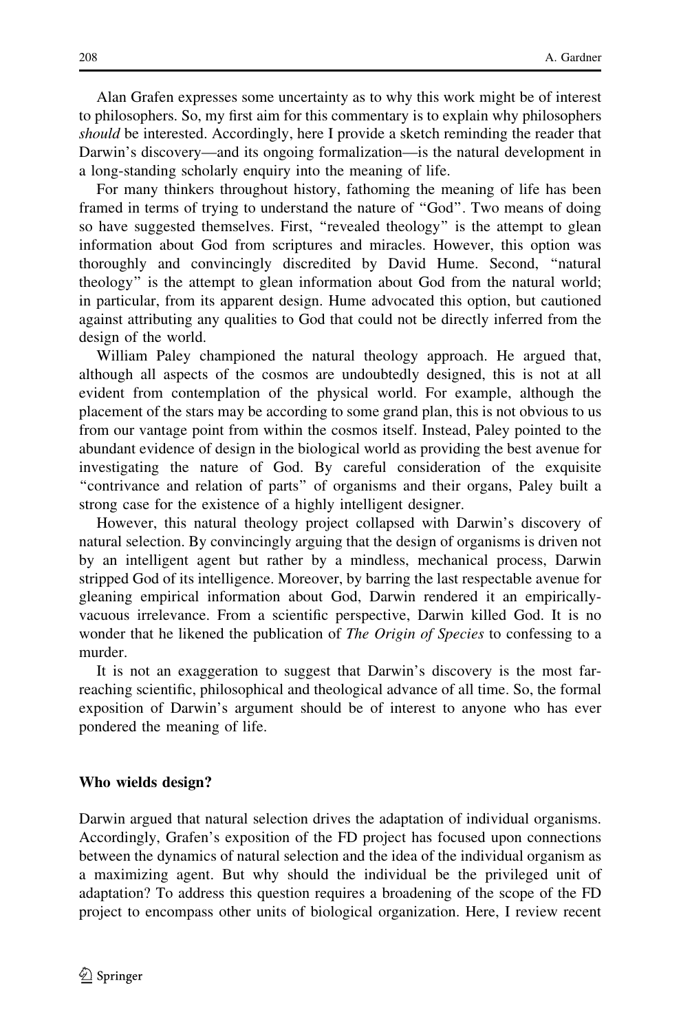Alan Grafen expresses some uncertainty as to why this work might be of interest to philosophers. So, my first aim for this commentary is to explain why philosophers *should* be interested. Accordingly, here I provide a sketch reminding the reader that Darwin's discovery—and its ongoing formalization—is the natural development in a long-standing scholarly enquiry into the meaning of life.

For many thinkers throughout history, fathoming the meaning of life has been framed in terms of trying to understand the nature of "God". Two means of doing so have suggested themselves. First, "revealed theology" is the attempt to glean information about God from scriptures and miracles. However, this option was thoroughly and convincingly discredited by David Hume. Second, "natural theology" is the attempt to glean information about God from the natural world; in particular, from its apparent design. Hume advocated this option, but cautioned against attributing any qualities to God that could not be directly inferred from the design of the world.

William Paley championed the natural theology approach. He argued that, although all aspects of the cosmos are undoubtedly designed, this is not at all evident from contemplation of the physical world. For example, although the placement of the stars may be according to some grand plan, this is not obvious to us from our vantage point from within the cosmos itself. Instead, Paley pointed to the abundant evidence of design in the biological world as providing the best avenue for investigating the nature of God. By careful consideration of the exquisite "contrivance and relation of parts" of organisms and their organs, Paley built a strong case for the existence of a highly intelligent designer.

However, this natural theology project collapsed with Darwin's discovery of natural selection. By convincingly arguing that the design of organisms is driven not by an intelligent agent but rather by a mindless, mechanical process, Darwin stripped God of its intelligence. Moreover, by barring the last respectable avenue for gleaning empirical information about God, Darwin rendered it an empirically-vacuous irrelevance. From a scientific perspective, Darwin killed God. It is no wonder that he likened the publication of *The Origin of Species* to confessing to a murder.

It is not an exaggeration to suggest that Darwin's discovery is the most far-reaching scientific, philosophical and theological advance of all time. So, the formal exposition of Darwin's argument should be of interest to anyone who has ever pondered the meaning of life.

## Who wields design?

Darwin argued that natural selection drives the adaptation of individual organisms. Accordingly, Grafen's exposition of the FD project has focused upon connections between the dynamics of natural selection and the idea of the individual organism as a maximizing agent. But why should the individual be the privileged unit of adaptation? To address this question requires a broadening of the scope of the FD project to encompass other units of biological organization. Here, I review recent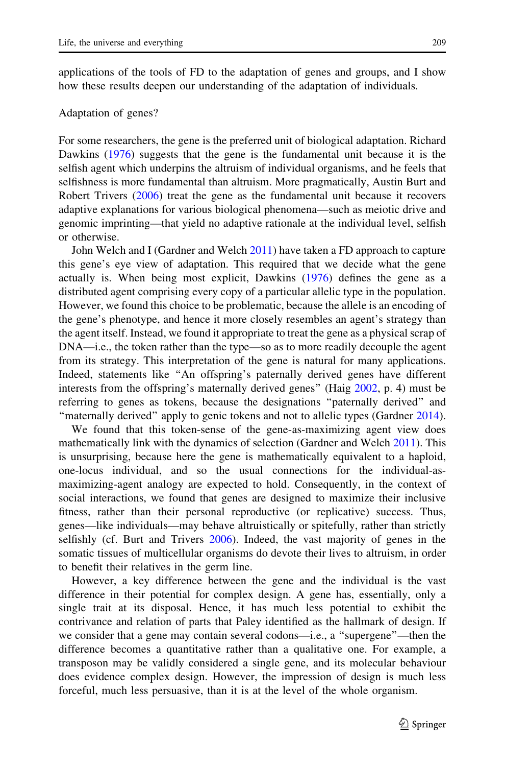applications of the tools of FD to the adaptation of genes and groups, and I show how these results deepen our understanding of the adaptation of individuals.

## Adaptation of genes?

For some researchers, the gene is the preferred unit of biological adaptation. Richard Dawkins (1976) suggests that the gene is the fundamental unit because it is the selfish agent which underpins the altruism of individual organisms, and he feels that selfishness is more fundamental than altruism. More pragmatically, Austin Burt and Robert Trivers (2006) treat the gene as the fundamental unit because it recovers adaptive explanations for various biological phenomena—such as meiotic drive and genomic imprinting—that yield no adaptive rationale at the individual level, selfish or otherwise.

John Welch and I (Gardner and Welch 2011) have taken a FD approach to capture this gene's eye view of adaptation. This required that we decide what the gene actually is. When being most explicit, Dawkins (1976) defines the gene as a distributed agent comprising every copy of a particular allelic type in the population. However, we found this choice to be problematic, because the allele is an encoding of the gene's phenotype, and hence it more closely resembles an agent's strategy than the agent itself. Instead, we found it appropriate to treat the gene as a physical scrap of DNA—i.e., the token rather than the type—so as to more readily decouple the agent from its strategy. This interpretation of the gene is natural for many applications. Indeed, statements like "An offspring's paternally derived genes have different interests from the offspring's maternally derived genes" (Haig 2002, p. 4) must be referring to genes as tokens, because the designations "paternally derived" and "maternally derived" apply to genic tokens and not to allelic types (Gardner 2014).

We found that this token-sense of the gene-as-maximizing agent view does mathematically link with the dynamics of selection (Gardner and Welch 2011). This is unsurprising, because here the gene is mathematically equivalent to a haploid, one-locus individual, and so the usual connections for the individual-as-maximizing-agent analogy are expected to hold. Consequently, in the context of social interactions, we found that genes are designed to maximize their inclusive fitness, rather than their personal reproductive (or replicative) success. Thus, genes—like individuals—may behave altruistically or spitefully, rather than strictly selfishly (cf. Burt and Trivers 2006). Indeed, the vast majority of genes in the somatic tissues of multicellular organisms do devote their lives to altruism, in order to benefit their relatives in the germ line.

However, a key difference between the gene and the individual is the vast difference in their potential for complex design. A gene has, essentially, only a single trait at its disposal. Hence, it has much less potential to exhibit the contrivance and relation of parts that Paley identified as the hallmark of design. If we consider that a gene may contain several codons—i.e., a "supergene"—then the difference becomes a quantitative rather than a qualitative one. For example, a transposon may be validly considered a single gene, and its molecular behaviour does evidence complex design. However, the impression of design is much less forceful, much less persuasive, than it is at the level of the whole organism.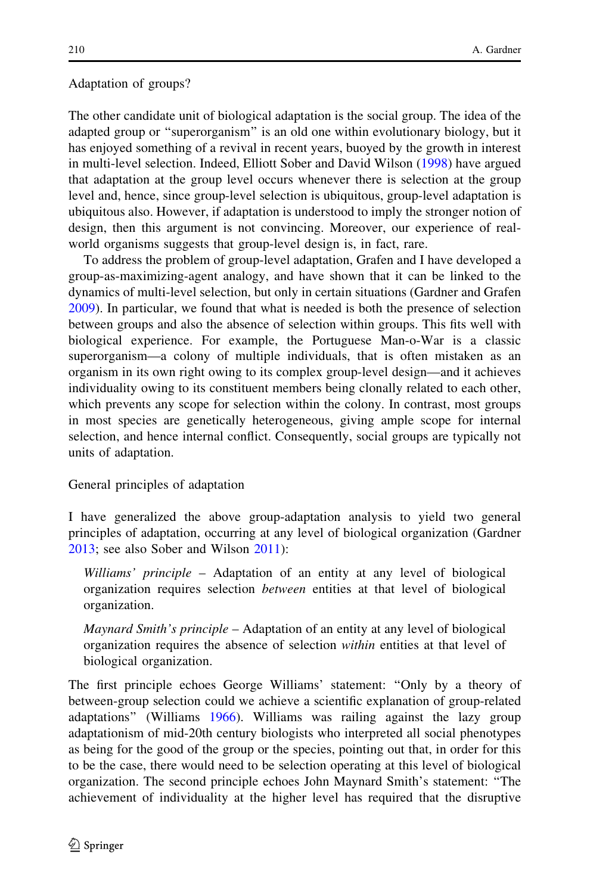## Adaptation of groups?

The other candidate unit of biological adaptation is the social group. The idea of the adapted group or "superorganism" is an old one within evolutionary biology, but it has enjoyed something of a revival in recent years, buoyed by the growth in interest in multi-level selection. Indeed, Elliott Sober and David Wilson (1998) have argued that adaptation at the group level occurs whenever there is selection at the group level and, hence, since group-level selection is ubiquitous, group-level adaptation is ubiquitous also. However, if adaptation is understood to imply the stronger notion of design, then this argument is not convincing. Moreover, our experience of real-world organisms suggests that group-level design is, in fact, rare.

To address the problem of group-level adaptation, Grafen and I have developed a group-as-maximizing-agent analogy, and have shown that it can be linked to the dynamics of multi-level selection, but only in certain situations (Gardner and Grafen 2009). In particular, we found that what is needed is both the presence of selection between groups and also the absence of selection within groups. This fits well with biological experience. For example, the Portuguese Man-o-War is a classic superorganism—a colony of multiple individuals, that is often mistaken as an organism in its own right owing to its complex group-level design—and it achieves individuality owing to its constituent members being clonally related to each other, which prevents any scope for selection within the colony. In contrast, most groups in most species are genetically heterogeneous, giving ample scope for internal selection, and hence internal conflict. Consequently, social groups are typically not units of adaptation.

## General principles of adaptation

I have generalized the above group-adaptation analysis to yield two general principles of adaptation, occurring at any level of biological organization (Gardner 2013; see also Sober and Wilson 2011):

> *Williams' principle* – Adaptation of an entity at any level of biological organization requires selection *between* entities at that level of biological organization.

> *Maynard Smith's principle* – Adaptation of an entity at any level of biological organization requires the absence of selection *within* entities at that level of biological organization.

The first principle echoes George Williams' statement: "Only by a theory of between-group selection could we achieve a scientific explanation of group-related adaptations" (Williams 1966). Williams was railing against the lazy group adaptationism of mid-20th century biologists who interpreted all social phenotypes as being for the good of the group or the species, pointing out that, in order for this to be the case, there would need to be selection operating at this level of biological organization. The second principle echoes John Maynard Smith's statement: "The achievement of individuality at the higher level has required that the disruptive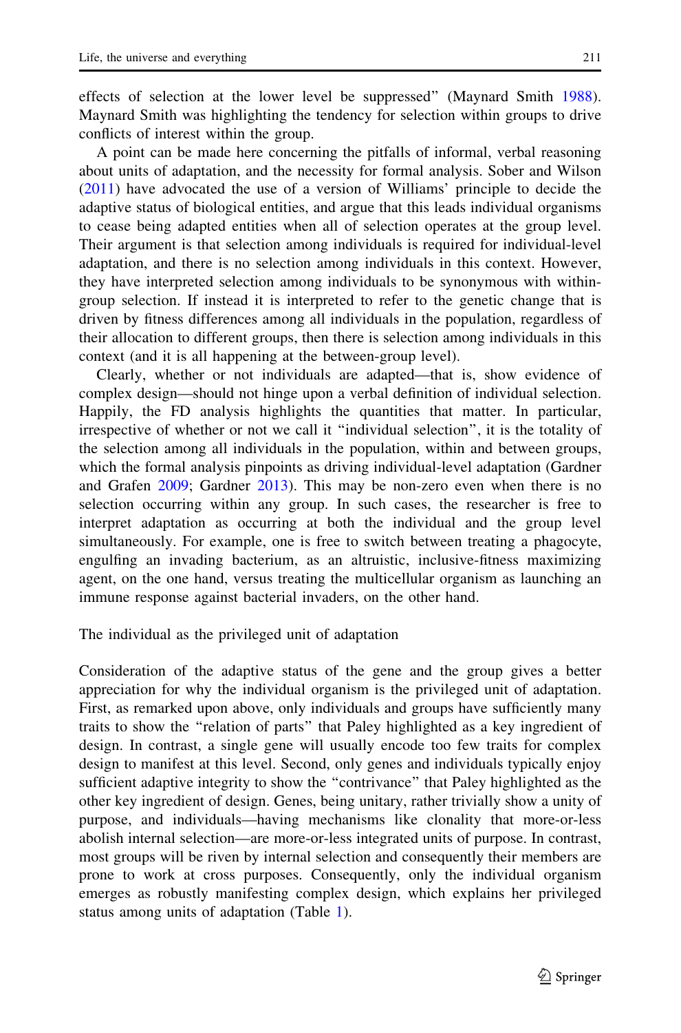effects of selection at the lower level be suppressed" (Maynard Smith 1988). Maynard Smith was highlighting the tendency for selection within groups to drive conflicts of interest within the group.

A point can be made here concerning the pitfalls of informal, verbal reasoning about units of adaptation, and the necessity for formal analysis. Sober and Wilson (2011) have advocated the use of a version of Williams' principle to decide the adaptive status of biological entities, and argue that this leads individual organisms to cease being adapted entities when all of selection operates at the group level. Their argument is that selection among individuals is required for individual-level adaptation, and there is no selection among individuals in this context. However, they have interpreted selection among individuals to be synonymous with within-group selection. If instead it is interpreted to refer to the genetic change that is driven by fitness differences among all individuals in the population, regardless of their allocation to different groups, then there is selection among individuals in this context (and it is all happening at the between-group level).

Clearly, whether or not individuals are adapted—that is, show evidence of complex design—should not hinge upon a verbal definition of individual selection. Happily, the FD analysis highlights the quantities that matter. In particular, irrespective of whether or not we call it "individual selection", it is the totality of the selection among all individuals in the population, within and between groups, which the formal analysis pinpoints as driving individual-level adaptation (Gardner and Grafen 2009; Gardner 2013). This may be non-zero even when there is no selection occurring within any group. In such cases, the researcher is free to interpret adaptation as occurring at both the individual and the group level simultaneously. For example, one is free to switch between treating a phagocyte, engulfing an invading bacterium, as an altruistic, inclusive-fitness maximizing agent, on the one hand, versus treating the multicellular organism as launching an immune response against bacterial invaders, on the other hand.

## The individual as the privileged unit of adaptation

Consideration of the adaptive status of the gene and the group gives a better appreciation for why the individual organism is the privileged unit of adaptation. First, as remarked upon above, only individuals and groups have sufficiently many traits to show the "relation of parts" that Paley highlighted as a key ingredient of design. In contrast, a single gene will usually encode too few traits for complex design to manifest at this level. Second, only genes and individuals typically enjoy sufficient adaptive integrity to show the "contrivance" that Paley highlighted as the other key ingredient of design. Genes, being unitary, rather trivially show a unity of purpose, and individuals—having mechanisms like clonality that more-or-less abolish internal selection—are more-or-less integrated units of purpose. In contrast, most groups will be riven by internal selection and consequently their members are prone to work at cross purposes. Consequently, only the individual organism emerges as robustly manifesting complex design, which explains her privileged status among units of adaptation (Table 1).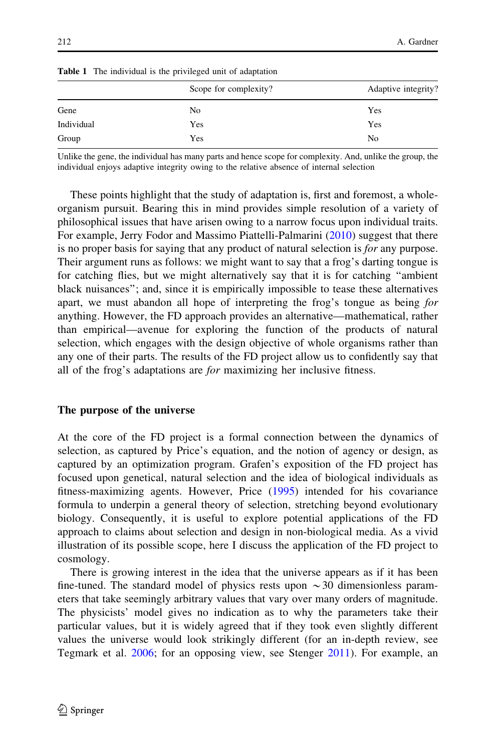**Table 1** The individual is the privileged unit of adaptation

| | Scope for complexity? | Adaptive integrity? |
|---|---|---|
| Gene | No | Yes |
| Individual | Yes | Yes |
| Group | Yes | No |

Unlike the gene, the individual has many parts and hence scope for complexity. And, unlike the group, the individual enjoys adaptive integrity owing to the relative absence of internal selection

These points highlight that the study of adaptation is, first and foremost, a whole-organism pursuit. Bearing this in mind provides simple resolution of a variety of philosophical issues that have arisen owing to a narrow focus upon individual traits. For example, Jerry Fodor and Massimo Piattelli-Palmarini (2010) suggest that there is no proper basis for saying that any product of natural selection is *for* any purpose. Their argument runs as follows: we might want to say that a frog's darting tongue is for catching flies, but we might alternatively say that it is for catching "ambient black nuisances"; and, since it is empirically impossible to tease these alternatives apart, we must abandon all hope of interpreting the frog's tongue as being *for* anything. However, the FD approach provides an alternative—mathematical, rather than empirical—avenue for exploring the function of the products of natural selection, which engages with the design objective of whole organisms rather than any one of their parts. The results of the FD project allow us to confidently say that all of the frog's adaptations are *for* maximizing her inclusive fitness.

## The purpose of the universe

At the core of the FD project is a formal connection between the dynamics of selection, as captured by Price's equation, and the notion of agency or design, as captured by an optimization program. Grafen's exposition of the FD project has focused upon genetical, natural selection and the idea of biological individuals as fitness-maximizing agents. However, Price (1995) intended for his covariance formula to underpin a general theory of selection, stretching beyond evolutionary biology. Consequently, it is useful to explore potential applications of the FD approach to claims about selection and design in non-biological media. As a vivid illustration of its possible scope, here I discuss the application of the FD project to cosmology.

There is growing interest in the idea that the universe appears as if it has been fine-tuned. The standard model of physics rests upon $\sim 30$ dimensionless parameters that take seemingly arbitrary values that vary over many orders of magnitude. The physicists' model gives no indication as to why the parameters take their particular values, but it is widely agreed that if they took even slightly different values the universe would look strikingly different (for an in-depth review, see Tegmark et al. 2006; for an opposing view, see Stenger 2011). For example, an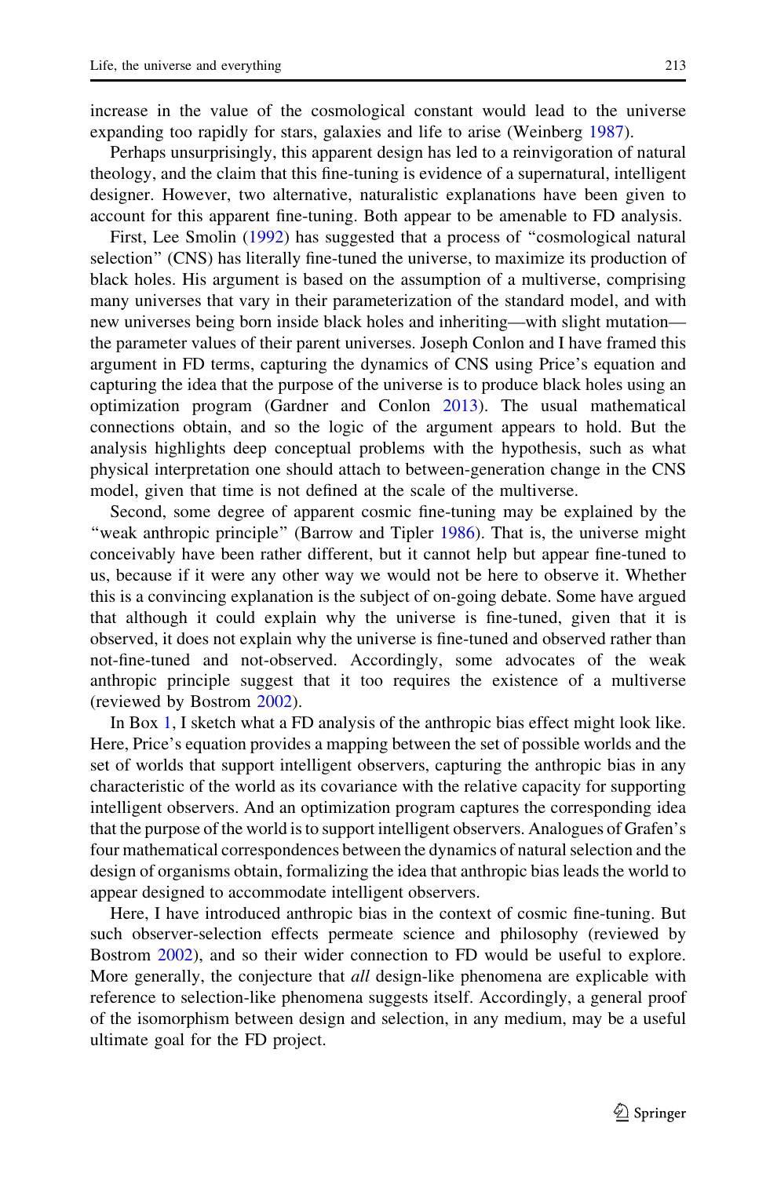increase in the value of the cosmological constant would lead to the universe expanding too rapidly for stars, galaxies and life to arise (Weinberg 1987).

Perhaps unsurprisingly, this apparent design has led to a reinvigoration of natural theology, and the claim that this fine-tuning is evidence of a supernatural, intelligent designer. However, two alternative, naturalistic explanations have been given to account for this apparent fine-tuning. Both appear to be amenable to FD analysis.

First, Lee Smolin (1992) has suggested that a process of "cosmological natural selection" (CNS) has literally fine-tuned the universe, to maximize its production of black holes. His argument is based on the assumption of a multiverse, comprising many universes that vary in their parameterization of the standard model, and with new universes being born inside black holes and inheriting—with slight mutation—the parameter values of their parent universes. Joseph Conlon and I have framed this argument in FD terms, capturing the dynamics of CNS using Price's equation and capturing the idea that the purpose of the universe is to produce black holes using an optimization program (Gardner and Conlon 2013). The usual mathematical connections obtain, and so the logic of the argument appears to hold. But the analysis highlights deep conceptual problems with the hypothesis, such as what physical interpretation one should attach to between-generation change in the CNS model, given that time is not defined at the scale of the multiverse.

Second, some degree of apparent cosmic fine-tuning may be explained by the "weak anthropic principle" (Barrow and Tipler 1986). That is, the universe might conceivably have been rather different, but it cannot help but appear fine-tuned to us, because if it were any other way we would not be here to observe it. Whether this is a convincing explanation is the subject of on-going debate. Some have argued that although it could explain why the universe is fine-tuned, given that it is observed, it does not explain why the universe is fine-tuned and observed rather than not-fine-tuned and not-observed. Accordingly, some advocates of the weak anthropic principle suggest that it too requires the existence of a multiverse (reviewed by Bostrom 2002).

In Box 1, I sketch what a FD analysis of the anthropic bias effect might look like. Here, Price's equation provides a mapping between the set of possible worlds and the set of worlds that support intelligent observers, capturing the anthropic bias in any characteristic of the world as its covariance with the relative capacity for supporting intelligent observers. And an optimization program captures the corresponding idea that the purpose of the world is to support intelligent observers. Analogues of Grafen's four mathematical correspondences between the dynamics of natural selection and the design of organisms obtain, formalizing the idea that anthropic bias leads the world to appear designed to accommodate intelligent observers.

Here, I have introduced anthropic bias in the context of cosmic fine-tuning. But such observer-selection effects permeate science and philosophy (reviewed by Bostrom 2002), and so their wider connection to FD would be useful to explore. More generally, the conjecture that *all* design-like phenomena are explicable with reference to selection-like phenomena suggests itself. Accordingly, a general proof of the isomorphism between design and selection, in any medium, may be a useful ultimate goal for the FD project.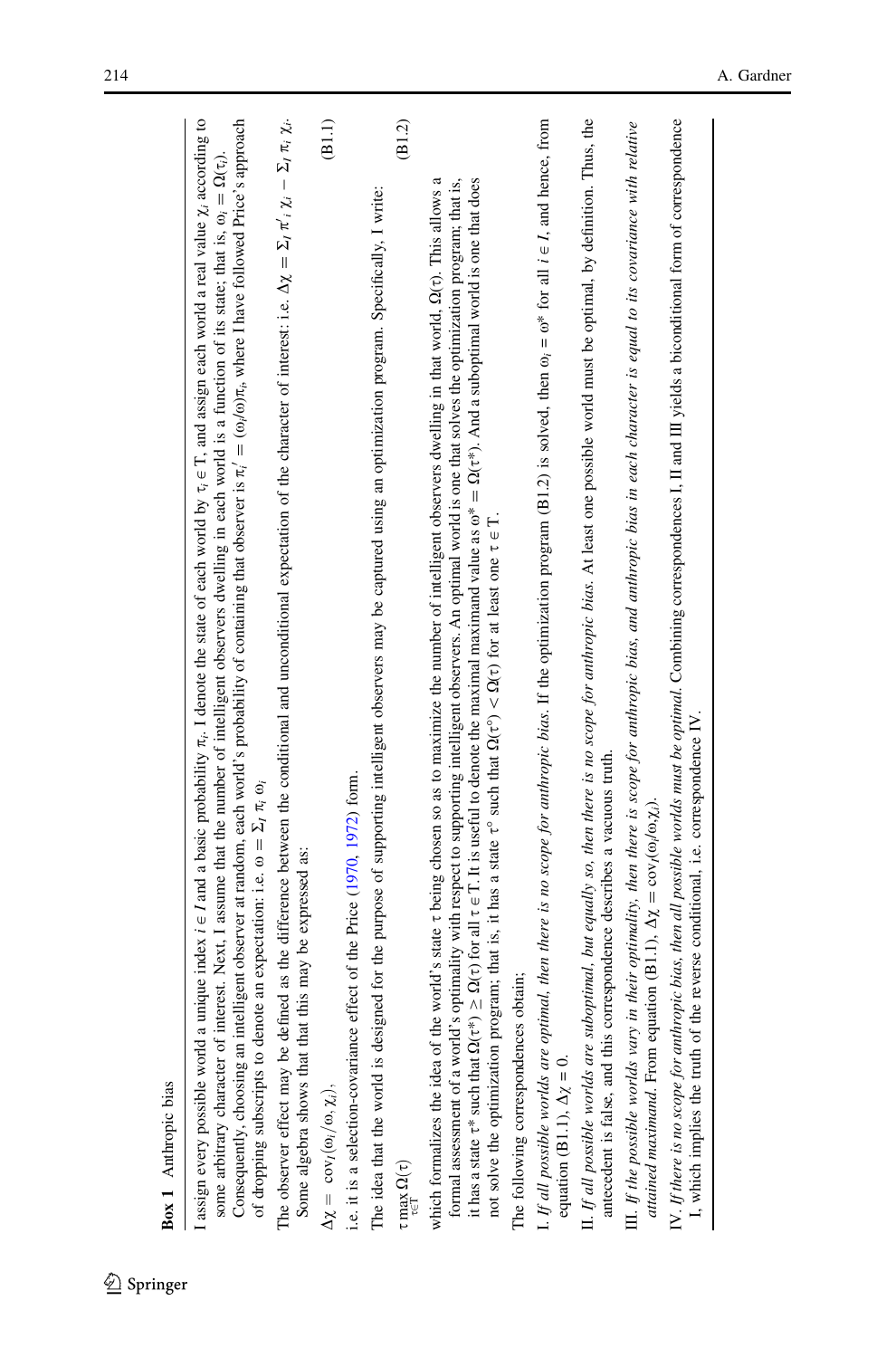**Box 1** Anthropic bias

I assign every possible world a unique index $i \in I$ and a basic probability $\pi_i$. I denote the state of each world by $\tau_i \in T$, and assign each world a real value $\chi_i$ according to some arbitrary character of interest. Next, I assume that the number of intelligent observers dwelling in each world is a function of its state; that is, $\omega_i = \Omega(\tau_i)$. Consequently, choosing an intelligent observer at random, each world's probability of containing that observer is $\pi_i' = (\omega_i/\omega)\pi_i$, where I have followed Price's approach of dropping subscripts to denote an expectation: i.e. $\omega = \Sigma_I \pi_i \omega_i$

The observer effect may be defined as the difference between the conditional and unconditional expectation of the character of interest: i.e. $\Delta\chi = \Sigma_I \pi_i' \chi_i - \Sigma_I \pi_i \chi_i$. Some algebra shows that that this may be expressed as:

$$\Delta\chi = \mathrm{cov}_I(\omega_i/\omega, \chi_i), \tag{B1.1}$$

i.e. it is a selection-covariance effect of the Price (1970, 1972) form.

The idea that the world is designed for the purpose of supporting intelligent observers may be captured using an optimization program. Specifically, I write:

$$\tau \max_{\tau \in T} \Omega(\tau) \tag{B1.2}$$

which formalizes the idea of the world's state $\tau$ being chosen so as to maximize the number of intelligent observers dwelling in that world, $\Omega(\tau)$. This allows a formal assessment of a world's optimality with respect to supporting intelligent observers. An optimal world is one that solves the optimization program; that is, it has a state $\tau^*$ such that $\Omega(\tau^*) \geq \Omega(\tau)$ for all $\tau \in T$. It is useful to denote the maximal maximand value as $\omega^* = \Omega(\tau^*)$. And a suboptimal world is one that does not solve the optimization program; that is, it has a state $\tau°$ such that $\Omega(\tau°) < \Omega(\tau)$ for at least one $\tau \in T$.

The following correspondences obtain;

I. *If all possible worlds are optimal, then there is no scope for anthropic bias.* If the optimization program (B1.2) is solved, then $\omega_i = \omega^*$ for all $i \in I$, and hence, from equation (B1.1), $\Delta\chi = 0$.

II. *If all possible worlds are suboptimal, but equally so, then there is no scope for anthropic bias.* At least one possible world must be optimal, by definition. Thus, the antecedent is false, and this correspondence describes a vacuous truth.

III. *If the possible worlds vary in their optimality, then there is scope for anthropic bias, and anthropic bias in each character is equal to its covariance with relative attained maximand.* From equation (B1.1), $\Delta\chi = \mathrm{cov}_I(\omega_i/\omega, \chi_i)$.

IV. *If there is no scope for anthropic bias, then all possible worlds must be optimal.* Combining correspondences I, II and III yields a biconditional form of correspondence I, which implies the truth of the reverse conditional, i.e. correspondence IV.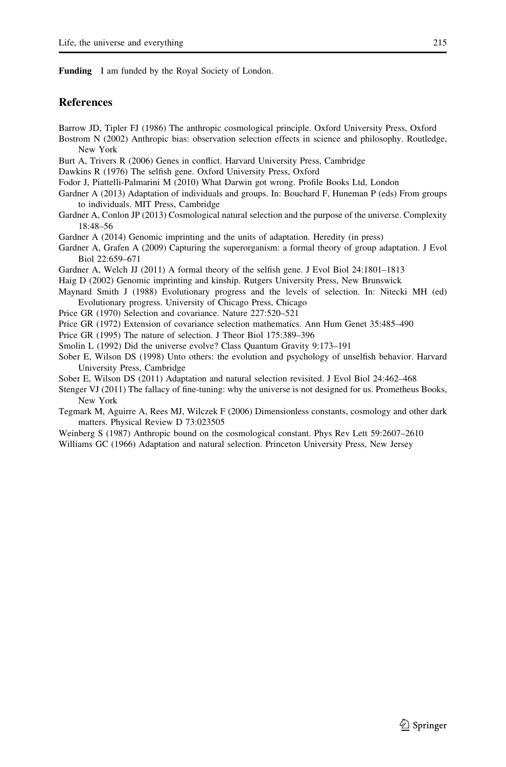**Funding** I am funded by the Royal Society of London.

## References

Barrow JD, Tipler FJ (1986) The anthropic cosmological principle. Oxford University Press, Oxford

Bostrom N (2002) Anthropic bias: observation selection effects in science and philosophy. Routledge, New York

Burt A, Trivers R (2006) Genes in conflict. Harvard University Press, Cambridge

Dawkins R (1976) The selfish gene. Oxford University Press, Oxford

Fodor J, Piattelli-Palmarini M (2010) What Darwin got wrong. Profile Books Ltd, London

Gardner A (2013) Adaptation of individuals and groups. In: Bouchard F, Huneman P (eds) From groups to individuals. MIT Press, Cambridge

Gardner A, Conlon JP (2013) Cosmological natural selection and the purpose of the universe. Complexity 18:48–56

Gardner A (2014) Genomic imprinting and the units of adaptation. Heredity (in press)

Gardner A, Grafen A (2009) Capturing the superorganism: a formal theory of group adaptation. J Evol Biol 22:659–671

Gardner A, Welch JJ (2011) A formal theory of the selfish gene. J Evol Biol 24:1801–1813

Haig D (2002) Genomic imprinting and kinship. Rutgers University Press, New Brunswick

Maynard Smith J (1988) Evolutionary progress and the levels of selection. In: Nitecki MH (ed) Evolutionary progress. University of Chicago Press, Chicago

Price GR (1970) Selection and covariance. Nature 227:520–521

Price GR (1972) Extension of covariance selection mathematics. Ann Hum Genet 35:485–490

Price GR (1995) The nature of selection. J Theor Biol 175:389–396

Smolin L (1992) Did the universe evolve? Class Quantum Gravity 9:173–191

Sober E, Wilson DS (1998) Unto others: the evolution and psychology of unselfish behavior. Harvard University Press, Cambridge

Sober E, Wilson DS (2011) Adaptation and natural selection revisited. J Evol Biol 24:462–468

Stenger VJ (2011) The fallacy of fine-tuning: why the universe is not designed for us. Prometheus Books, New York

Tegmark M, Aguirre A, Rees MJ, Wilczek F (2006) Dimensionless constants, cosmology and other dark matters. Physical Review D 73:023505

Weinberg S (1987) Anthropic bound on the cosmological constant. Phys Rev Lett 59:2607–2610

Williams GC (1966) Adaptation and natural selection. Princeton University Press, New Jersey